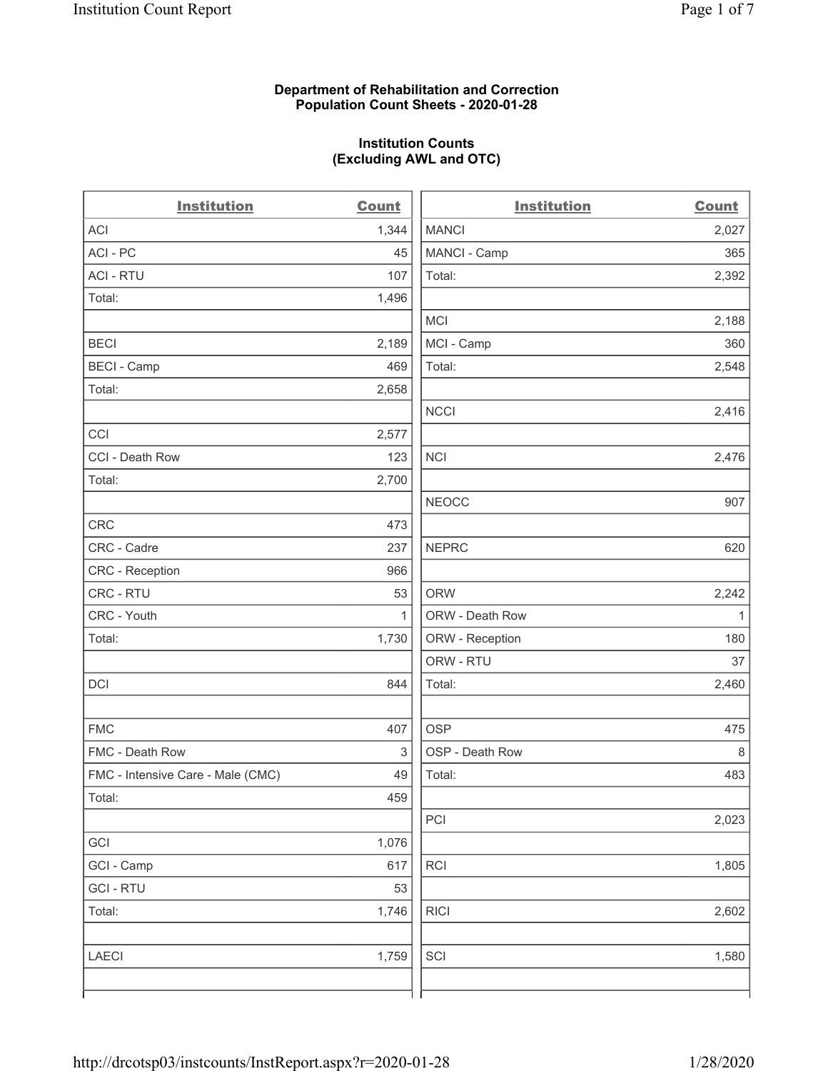**Department of Rehabilitation and Correction**
**Population Count Sheets - 2020-01-28**

**Institution Counts**
**(Excluding AWL and OTC)**

| Institution | Count |
|---|---|
| ACI | 1,344 |
| ACI - PC | 45 |
| ACI - RTU | 107 |
| Total: | 1,496 |
| | |
| BECI | 2,189 |
| BECI - Camp | 469 |
| Total: | 2,658 |
| | |
| CCI | 2,577 |
| CCI - Death Row | 123 |
| Total: | 2,700 |
| | |
| CRC | 473 |
| CRC - Cadre | 237 |
| CRC - Reception | 966 |
| CRC - RTU | 53 |
| CRC - Youth | 1 |
| Total: | 1,730 |
| | |
| DCI | 844 |
| | |
| FMC | 407 |
| FMC - Death Row | 3 |
| FMC - Intensive Care - Male (CMC) | 49 |
| Total: | 459 |
| | |
| GCI | 1,076 |
| GCI - Camp | 617 |
| GCI - RTU | 53 |
| Total: | 1,746 |
| | |
| LAECI | 1,759 |
| | |

| Institution | Count |
|---|---|
| MANCI | 2,027 |
| MANCI - Camp | 365 |
| Total: | 2,392 |
| | |
| MCI | 2,188 |
| MCI - Camp | 360 |
| Total: | 2,548 |
| | |
| NCCI | 2,416 |
| | |
| NCI | 2,476 |
| | |
| NEOCC | 907 |
| | |
| NEPRC | 620 |
| | |
| ORW | 2,242 |
| ORW - Death Row | 1 |
| ORW - Reception | 180 |
| ORW - RTU | 37 |
| Total: | 2,460 |
| | |
| OSP | 475 |
| OSP - Death Row | 8 |
| Total: | 483 |
| | |
| PCI | 2,023 |
| | |
| RCI | 1,805 |
| | |
| RICI | 2,602 |
| | |
| SCI | 1,580 |
| | |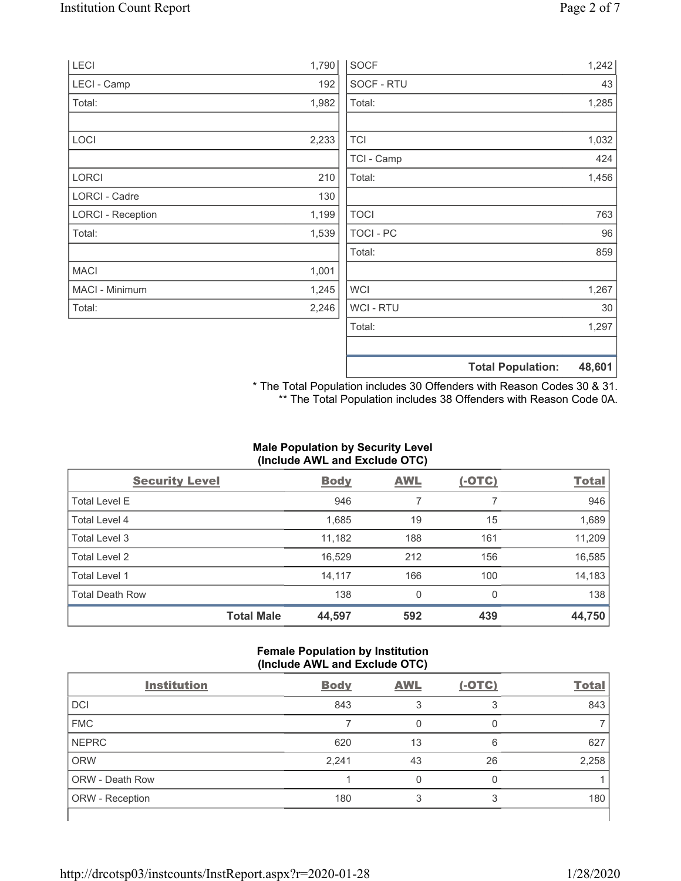| | |
|---|---|
| LECI | 1,790 |
| LECI - Camp | 192 |
| Total: | 1,982 |
| | |
| LOCI | 2,233 |
| | |
| LORCI | 210 |
| LORCI - Cadre | 130 |
| LORCI - Reception | 1,199 |
| Total: | 1,539 |
| | |
| MACI | 1,001 |
| MACI - Minimum | 1,245 |
| Total: | 2,246 |

| | |
|---|---|
| SOCF | 1,242 |
| SOCF - RTU | 43 |
| Total: | 1,285 |
| | |
| TCI | 1,032 |
| TCI - Camp | 424 |
| Total: | 1,456 |
| | |
| TOCI | 763 |
| TOCI - PC | 96 |
| Total: | 859 |
| | |
| WCI | 1,267 |
| WCI - RTU | 30 |
| Total: | 1,297 |
| | |
| **Total Population:** | **48,601** |

* The Total Population includes 30 Offenders with Reason Codes 30 & 31.
** The Total Population includes 38 Offenders with Reason Code 0A.

### Male Population by Security Level (Include AWL and Exclude OTC)

| Security Level | Body | AWL | (-OTC) | Total |
|---|---|---|---|---|
| Total Level E | 946 | 7 | 7 | 946 |
| Total Level 4 | 1,685 | 19 | 15 | 1,689 |
| Total Level 3 | 11,182 | 188 | 161 | 11,209 |
| Total Level 2 | 16,529 | 212 | 156 | 16,585 |
| Total Level 1 | 14,117 | 166 | 100 | 14,183 |
| Total Death Row | 138 | 0 | 0 | 138 |
| **Total Male** | **44,597** | **592** | **439** | **44,750** |

### Female Population by Institution (Include AWL and Exclude OTC)

| Institution | Body | AWL | (-OTC) | Total |
|---|---|---|---|---|
| DCI | 843 | 3 | 3 | 843 |
| FMC | 7 | 0 | 0 | 7 |
| NEPRC | 620 | 13 | 6 | 627 |
| ORW | 2,241 | 43 | 26 | 2,258 |
| ORW - Death Row | 1 | 0 | 0 | 1 |
| ORW - Reception | 180 | 3 | 3 | 180 |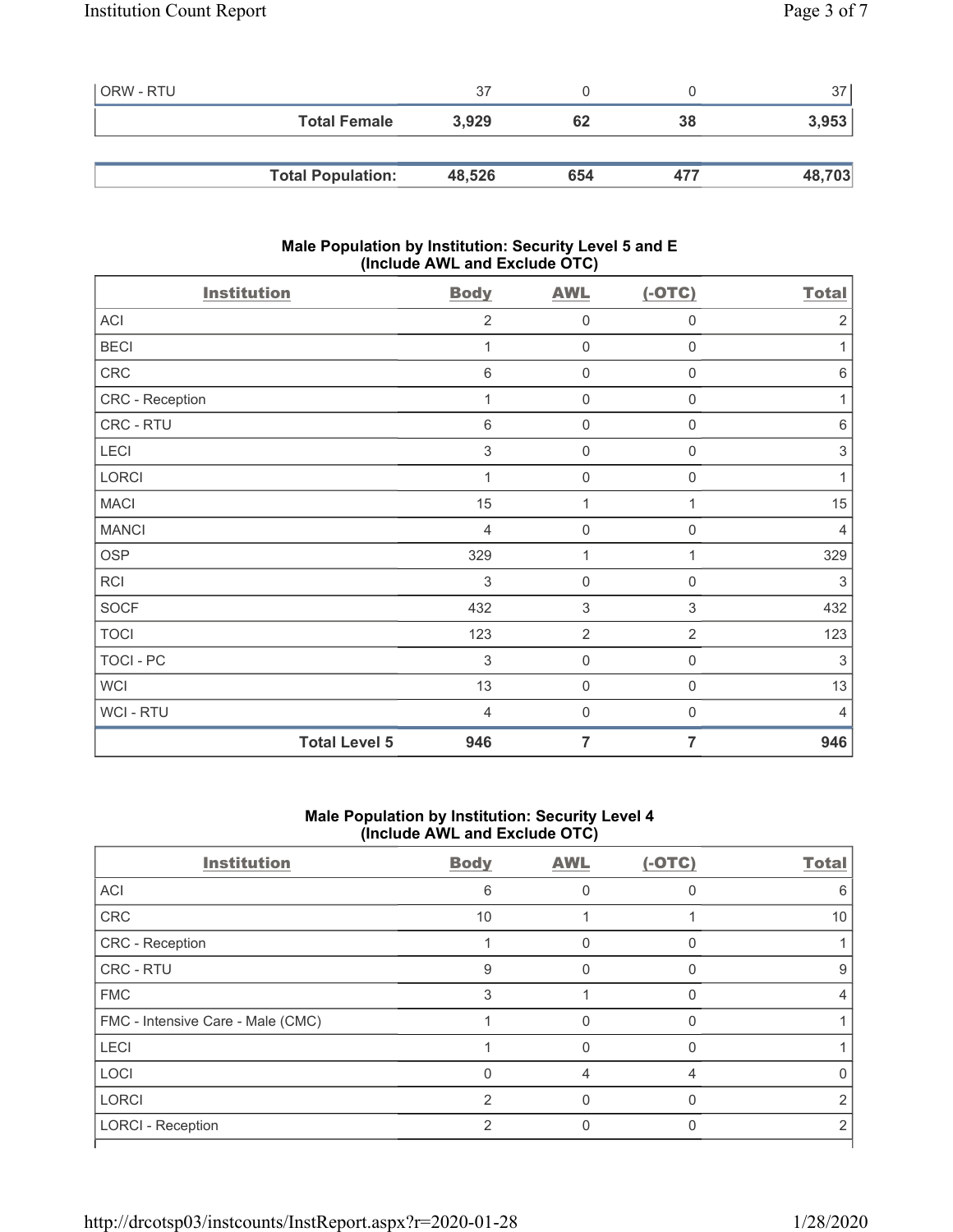| ORW - RTU | 37 | 0 | 0 | 37 |
|---|---|---|---|---|
| **Total Female** | **3,929** | **62** | **38** | **3,953** |
| **Total Population:** | **48,526** | **654** | **477** | **48,703** |

### Male Population by Institution: Security Level 5 and E (Include AWL and Exclude OTC)

| Institution | Body | AWL | (-OTC) | Total |
|---|---|---|---|---|
| ACI | 2 | 0 | 0 | 2 |
| BECI | 1 | 0 | 0 | 1 |
| CRC | 6 | 0 | 0 | 6 |
| CRC - Reception | 1 | 0 | 0 | 1 |
| CRC - RTU | 6 | 0 | 0 | 6 |
| LECI | 3 | 0 | 0 | 3 |
| LORCI | 1 | 0 | 0 | 1 |
| MACI | 15 | 1 | 1 | 15 |
| MANCI | 4 | 0 | 0 | 4 |
| OSP | 329 | 1 | 1 | 329 |
| RCI | 3 | 0 | 0 | 3 |
| SOCF | 432 | 3 | 3 | 432 |
| TOCI | 123 | 2 | 2 | 123 |
| TOCI - PC | 3 | 0 | 0 | 3 |
| WCI | 13 | 0 | 0 | 13 |
| WCI - RTU | 4 | 0 | 0 | 4 |
| **Total Level 5** | **946** | **7** | **7** | **946** |

### Male Population by Institution: Security Level 4 (Include AWL and Exclude OTC)

| Institution | Body | AWL | (-OTC) | Total |
|---|---|---|---|---|
| ACI | 6 | 0 | 0 | 6 |
| CRC | 10 | 1 | 1 | 10 |
| CRC - Reception | 1 | 0 | 0 | 1 |
| CRC - RTU | 9 | 0 | 0 | 9 |
| FMC | 3 | 1 | 0 | 4 |
| FMC - Intensive Care - Male (CMC) | 1 | 0 | 0 | 1 |
| LECI | 1 | 0 | 0 | 1 |
| LOCI | 0 | 4 | 4 | 0 |
| LORCI | 2 | 0 | 0 | 2 |
| LORCI - Reception | 2 | 0 | 0 | 2 |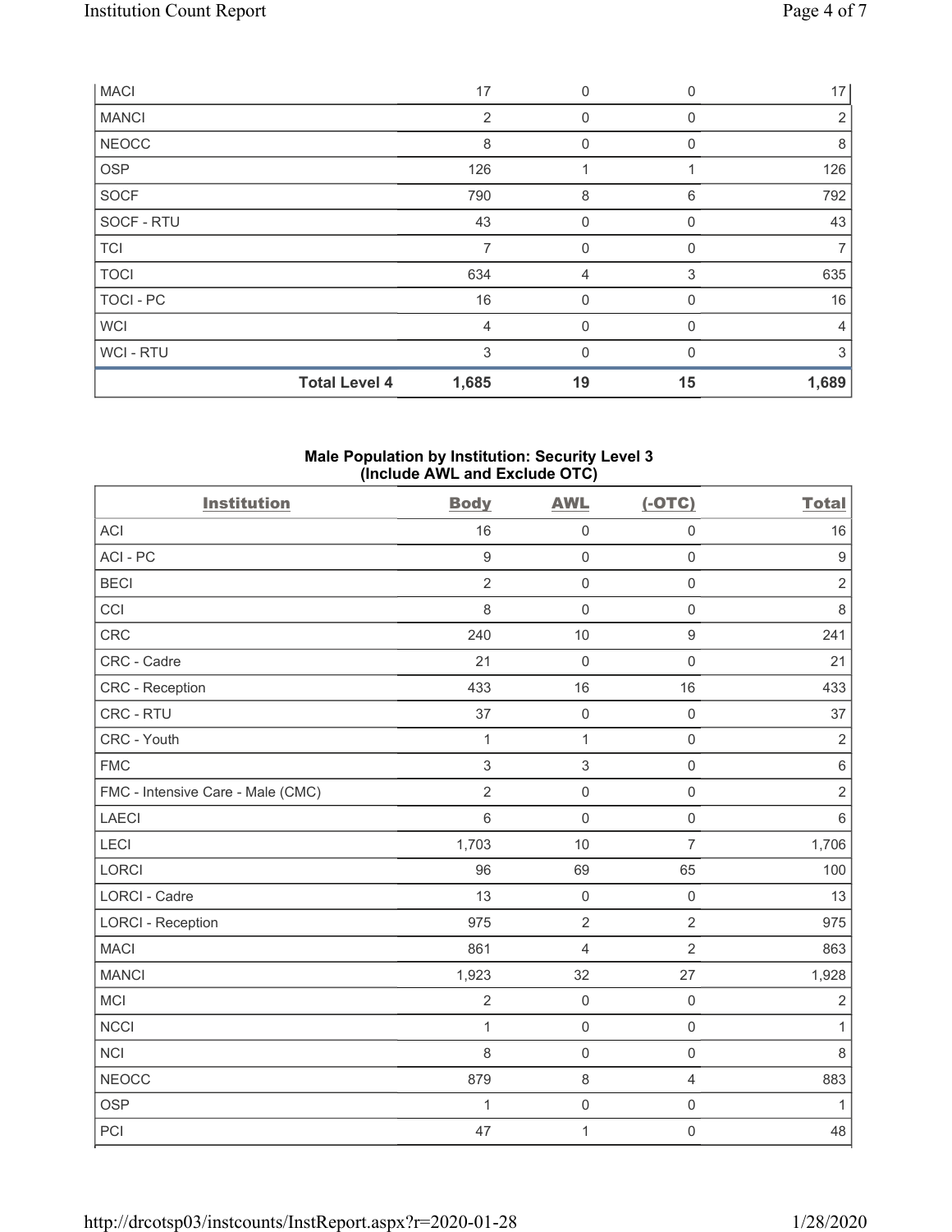| MACI | 17 | 0 | 0 | 17 |
|---|---|---|---|---|
| MANCI | 2 | 0 | 0 | 2 |
| NEOCC | 8 | 0 | 0 | 8 |
| OSP | 126 | 1 | 1 | 126 |
| SOCF | 790 | 8 | 6 | 792 |
| SOCF - RTU | 43 | 0 | 0 | 43 |
| TCI | 7 | 0 | 0 | 7 |
| TOCI | 634 | 4 | 3 | 635 |
| TOCI - PC | 16 | 0 | 0 | 16 |
| WCI | 4 | 0 | 0 | 4 |
| WCI - RTU | 3 | 0 | 0 | 3 |
| **Total Level 4** | **1,685** | **19** | **15** | **1,689** |

### Male Population by Institution: Security Level 3 (Include AWL and Exclude OTC)

| Institution | Body | AWL | (-OTC) | Total |
|---|---|---|---|---|
| ACI | 16 | 0 | 0 | 16 |
| ACI - PC | 9 | 0 | 0 | 9 |
| BECI | 2 | 0 | 0 | 2 |
| CCI | 8 | 0 | 0 | 8 |
| CRC | 240 | 10 | 9 | 241 |
| CRC - Cadre | 21 | 0 | 0 | 21 |
| CRC - Reception | 433 | 16 | 16 | 433 |
| CRC - RTU | 37 | 0 | 0 | 37 |
| CRC - Youth | 1 | 1 | 0 | 2 |
| FMC | 3 | 3 | 0 | 6 |
| FMC - Intensive Care - Male (CMC) | 2 | 0 | 0 | 2 |
| LAECI | 6 | 0 | 0 | 6 |
| LECI | 1,703 | 10 | 7 | 1,706 |
| LORCI | 96 | 69 | 65 | 100 |
| LORCI - Cadre | 13 | 0 | 0 | 13 |
| LORCI - Reception | 975 | 2 | 2 | 975 |
| MACI | 861 | 4 | 2 | 863 |
| MANCI | 1,923 | 32 | 27 | 1,928 |
| MCI | 2 | 0 | 0 | 2 |
| NCCI | 1 | 0 | 0 | 1 |
| NCI | 8 | 0 | 0 | 8 |
| NEOCC | 879 | 8 | 4 | 883 |
| OSP | 1 | 0 | 0 | 1 |
| PCI | 47 | 1 | 0 | 48 |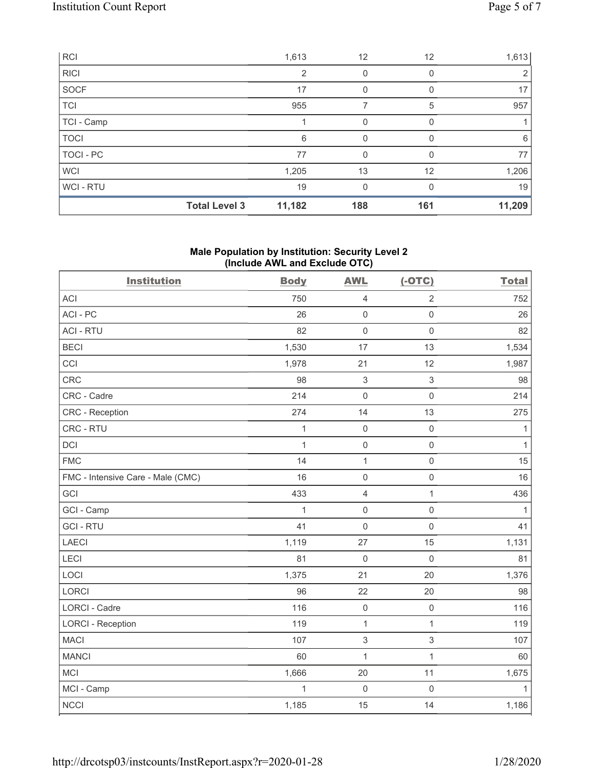| | | | | |
|---|---|---|---|---|
| RCI | 1,613 | 12 | 12 | 1,613 |
| RICI | 2 | 0 | 0 | 2 |
| SOCF | 17 | 0 | 0 | 17 |
| TCI | 955 | 7 | 5 | 957 |
| TCI - Camp | 1 | 0 | 0 | 1 |
| TOCI | 6 | 0 | 0 | 6 |
| TOCI - PC | 77 | 0 | 0 | 77 |
| WCI | 1,205 | 13 | 12 | 1,206 |
| WCI - RTU | 19 | 0 | 0 | 19 |
| **Total Level 3** | **11,182** | **188** | **161** | **11,209** |

### Male Population by Institution: Security Level 2 (Include AWL and Exclude OTC)

| Institution | Body | AWL | (-OTC) | Total |
|---|---|---|---|---|
| ACI | 750 | 4 | 2 | 752 |
| ACI - PC | 26 | 0 | 0 | 26 |
| ACI - RTU | 82 | 0 | 0 | 82 |
| BECI | 1,530 | 17 | 13 | 1,534 |
| CCI | 1,978 | 21 | 12 | 1,987 |
| CRC | 98 | 3 | 3 | 98 |
| CRC - Cadre | 214 | 0 | 0 | 214 |
| CRC - Reception | 274 | 14 | 13 | 275 |
| CRC - RTU | 1 | 0 | 0 | 1 |
| DCI | 1 | 0 | 0 | 1 |
| FMC | 14 | 1 | 0 | 15 |
| FMC - Intensive Care - Male (CMC) | 16 | 0 | 0 | 16 |
| GCI | 433 | 4 | 1 | 436 |
| GCI - Camp | 1 | 0 | 0 | 1 |
| GCI - RTU | 41 | 0 | 0 | 41 |
| LAECI | 1,119 | 27 | 15 | 1,131 |
| LECI | 81 | 0 | 0 | 81 |
| LOCI | 1,375 | 21 | 20 | 1,376 |
| LORCI | 96 | 22 | 20 | 98 |
| LORCI - Cadre | 116 | 0 | 0 | 116 |
| LORCI - Reception | 119 | 1 | 1 | 119 |
| MACI | 107 | 3 | 3 | 107 |
| MANCI | 60 | 1 | 1 | 60 |
| MCI | 1,666 | 20 | 11 | 1,675 |
| MCI - Camp | 1 | 0 | 0 | 1 |
| NCCI | 1,185 | 15 | 14 | 1,186 |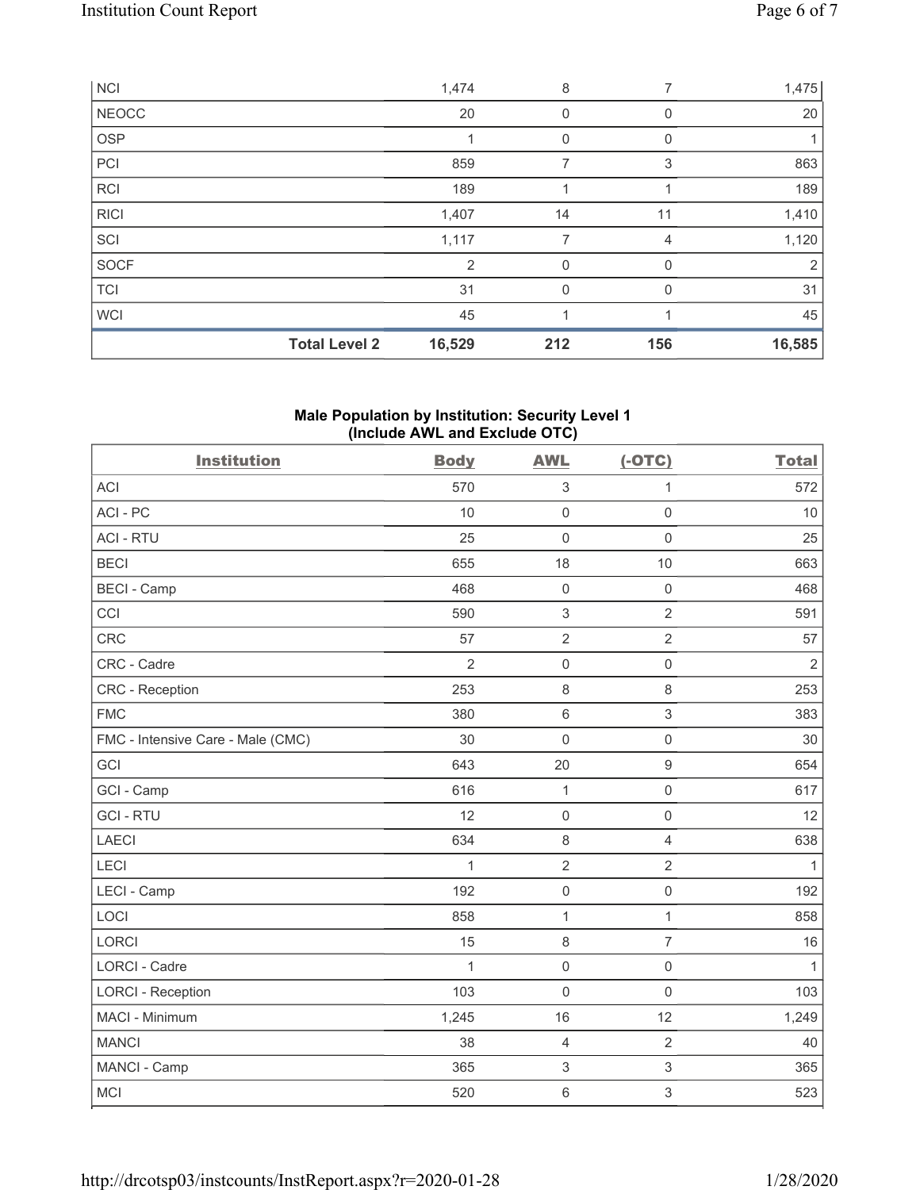| NCI | | 1,474 | 8 | 7 | 1,475 |
|---|---|---|---|---|---|
| NEOCC | | 20 | 0 | 0 | 20 |
| OSP | | 1 | 0 | 0 | 1 |
| PCI | | 859 | 7 | 3 | 863 |
| RCI | | 189 | 1 | 1 | 189 |
| RICI | | 1,407 | 14 | 11 | 1,410 |
| SCI | | 1,117 | 7 | 4 | 1,120 |
| SOCF | | 2 | 0 | 0 | 2 |
| TCI | | 31 | 0 | 0 | 31 |
| WCI | | 45 | 1 | 1 | 45 |
| | **Total Level 2** | **16,529** | **212** | **156** | **16,585** |

**Male Population by Institution: Security Level 1**
**(Include AWL and Exclude OTC)**

| Institution | Body | AWL | (-OTC) | Total |
|---|---|---|---|---|
| ACI | 570 | 3 | 1 | 572 |
| ACI - PC | 10 | 0 | 0 | 10 |
| ACI - RTU | 25 | 0 | 0 | 25 |
| BECI | 655 | 18 | 10 | 663 |
| BECI - Camp | 468 | 0 | 0 | 468 |
| CCI | 590 | 3 | 2 | 591 |
| CRC | 57 | 2 | 2 | 57 |
| CRC - Cadre | 2 | 0 | 0 | 2 |
| CRC - Reception | 253 | 8 | 8 | 253 |
| FMC | 380 | 6 | 3 | 383 |
| FMC - Intensive Care - Male (CMC) | 30 | 0 | 0 | 30 |
| GCI | 643 | 20 | 9 | 654 |
| GCI - Camp | 616 | 1 | 0 | 617 |
| GCI - RTU | 12 | 0 | 0 | 12 |
| LAECI | 634 | 8 | 4 | 638 |
| LECI | 1 | 2 | 2 | 1 |
| LECI - Camp | 192 | 0 | 0 | 192 |
| LOCI | 858 | 1 | 1 | 858 |
| LORCI | 15 | 8 | 7 | 16 |
| LORCI - Cadre | 1 | 0 | 0 | 1 |
| LORCI - Reception | 103 | 0 | 0 | 103 |
| MACI - Minimum | 1,245 | 16 | 12 | 1,249 |
| MANCI | 38 | 4 | 2 | 40 |
| MANCI - Camp | 365 | 3 | 3 | 365 |
| MCI | 520 | 6 | 3 | 523 |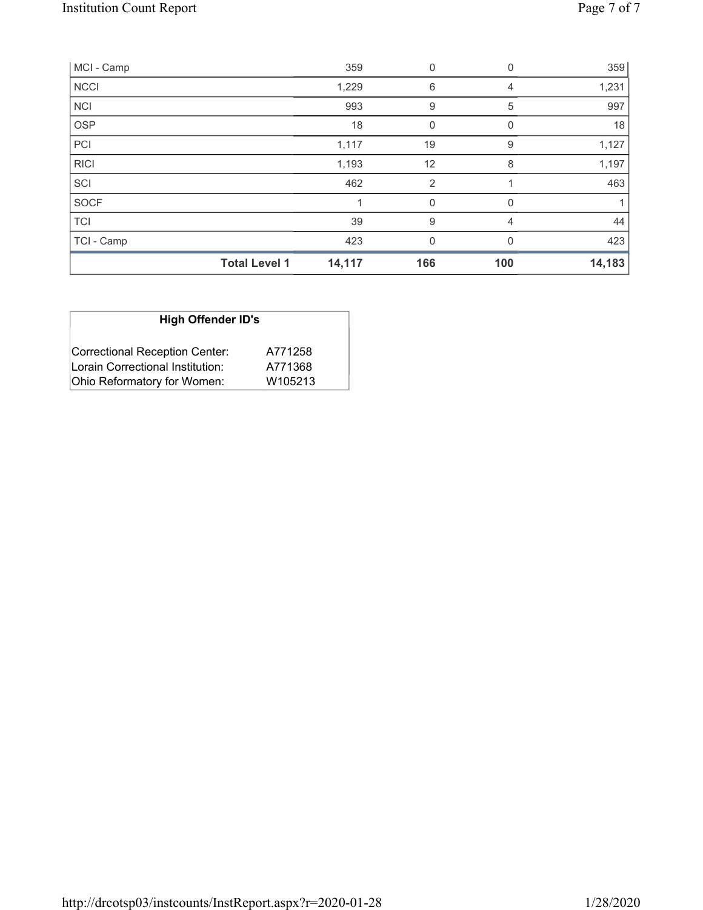| | | | | |
|---|---|---|---|---|
| MCI - Camp | 359 | 0 | 0 | 359 |
| NCCI | 1,229 | 6 | 4 | 1,231 |
| NCI | 993 | 9 | 5 | 997 |
| OSP | 18 | 0 | 0 | 18 |
| PCI | 1,117 | 19 | 9 | 1,127 |
| RICI | 1,193 | 12 | 8 | 1,197 |
| SCI | 462 | 2 | 1 | 463 |
| SOCF | 1 | 0 | 0 | 1 |
| TCI | 39 | 9 | 4 | 44 |
| TCI - Camp | 423 | 0 | 0 | 423 |
| **Total Level 1** | **14,117** | **166** | **100** | **14,183** |

| **High Offender ID's** | |
|---|---|
| Correctional Reception Center: | A771258 |
| Lorain Correctional Institution: | A771368 |
| Ohio Reformatory for Women: | W105213 |